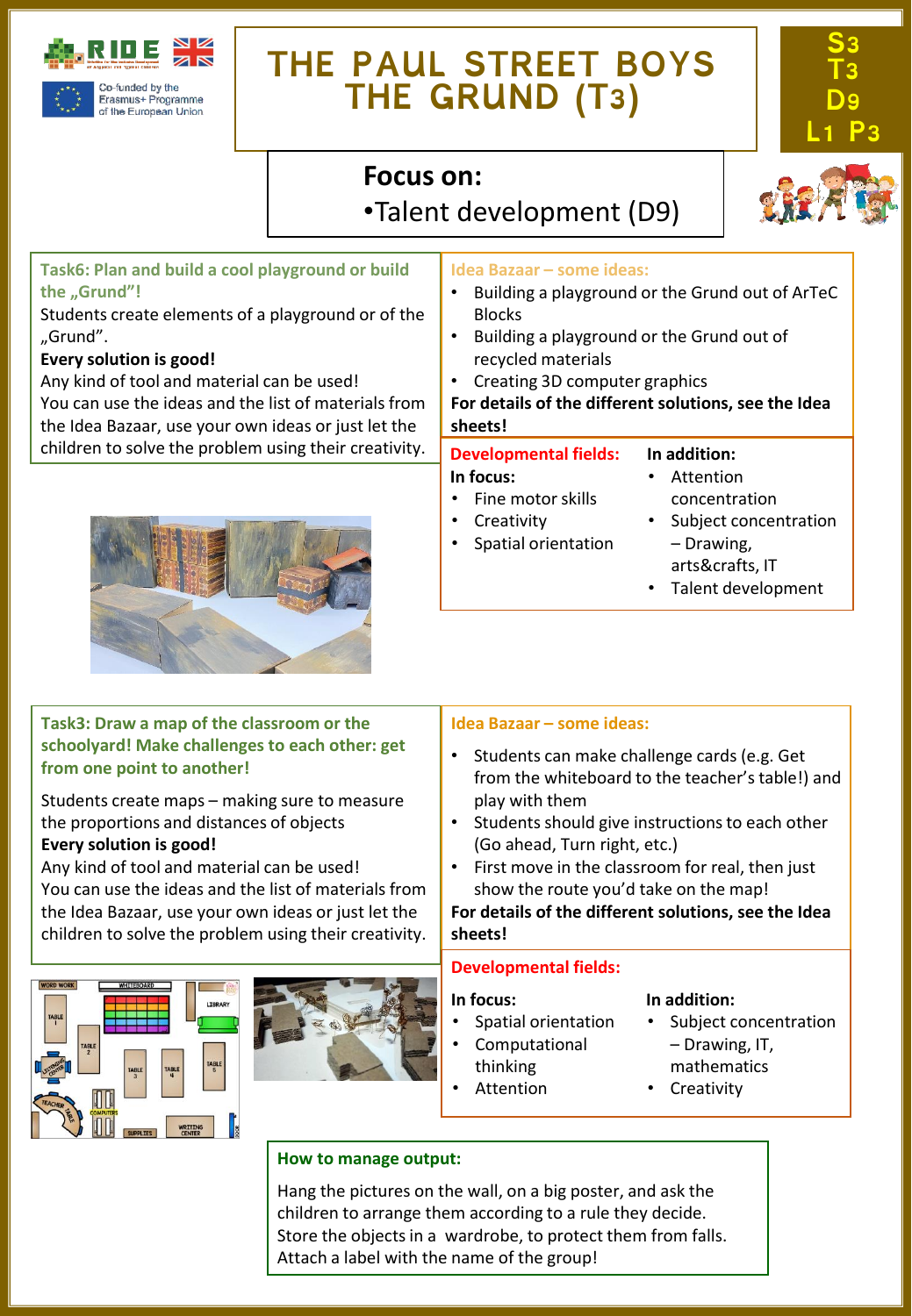# THE PAUL STREET BOYS THE GRUND (T3)

S3 T3 D9 L1 P3

Co-funded by the Erasmus+ Programme of the European Union

## Focus on:

- Talent development (D9)

### Task6: Plan and build a cool playground or build the „Grund"!

Students create elements of a playground or of the „Grund".

**Every solution is good!**

Any kind of tool and material can be used!

You can use the ideas and the list of materials from the Idea Bazaar, use your own ideas or just let the children to solve the problem using their creativity.

**Idea Bazaar – some ideas:**

- Building a playground or the Grund out of ArTeC Blocks
- Building a playground or the Grund out of recycled materials
- Creating 3D computer graphics

**For details of the different solutions, see the Idea sheets!**

**Developmental fields:**

**In focus:**

- Fine motor skills
- Creativity
- Spatial orientation

**In addition:**

- Attention concentration
- Subject concentration – Drawing, arts&crafts, IT
- Talent development

### Task3: Draw a map of the classroom or the schoolyard! Make challenges to each other: get from one point to another!

Students create maps – making sure to measure the proportions and distances of objects

**Every solution is good!**

Any kind of tool and material can be used!

You can use the ideas and the list of materials from the Idea Bazaar, use your own ideas or just let the children to solve the problem using their creativity.

**Idea Bazaar – some ideas:**

- Students can make challenge cards (e.g. Get from the whiteboard to the teacher's table!) and play with them
- Students should give instructions to each other (Go ahead, Turn right, etc.)
- First move in the classroom for real, then just show the route you'd take on the map!

**For details of the different solutions, see the Idea sheets!**

**Developmental fields:**

**In focus:**

- Spatial orientation
- Computational thinking
- Attention

**In addition:**

- Subject concentration – Drawing, IT, mathematics
- Creativity

**How to manage output:**

Hang the pictures on the wall, on a big poster, and ask the children to arrange them according to a rule they decide. Store the objects in a wardrobe, to protect them from falls. Attach a label with the name of the group!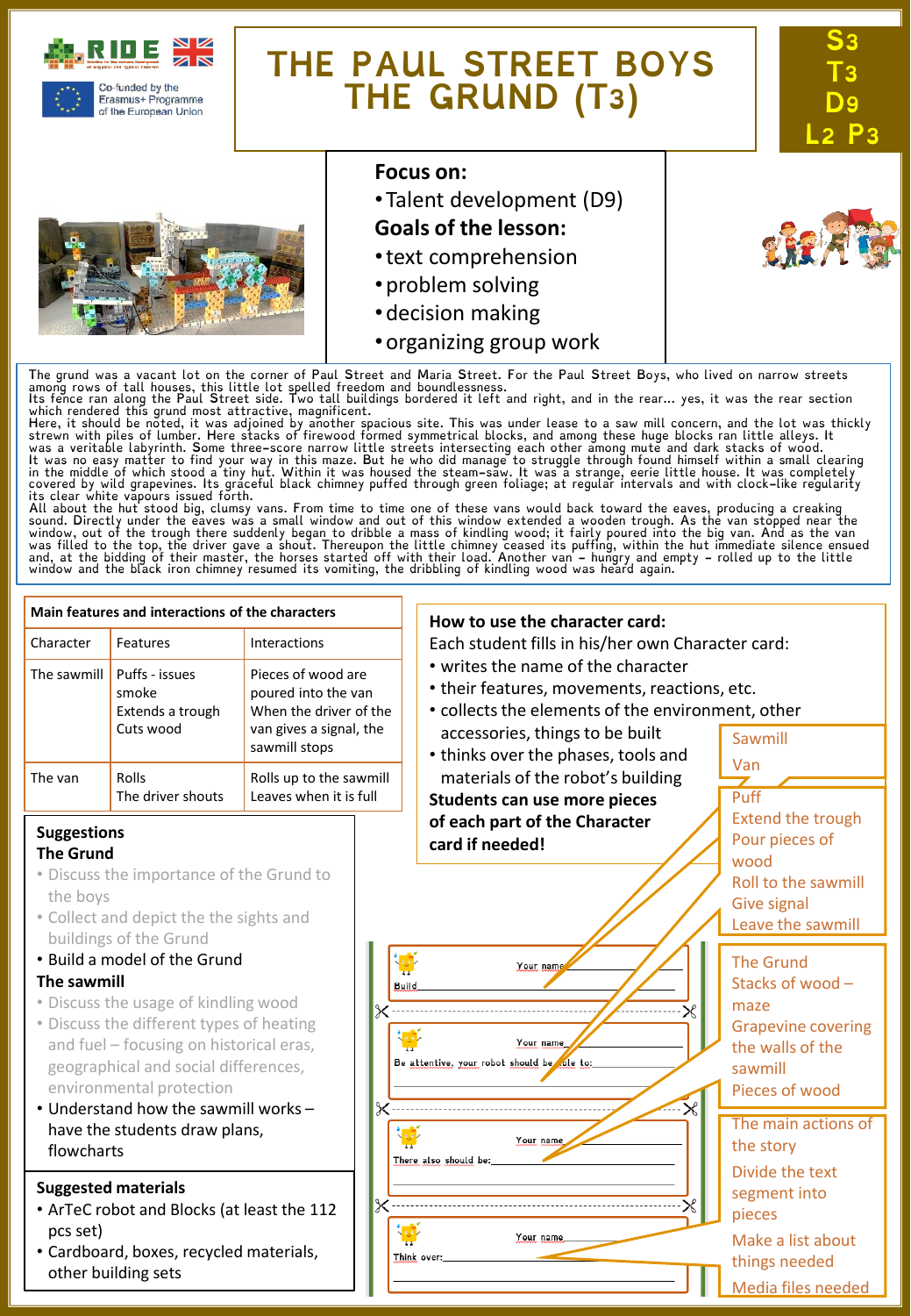# THE PAUL STREET BOYS THE GRUND (T3)

S3 T3 D9 L2 P3

Co-funded by the Erasmus+ Programme of the European Union

**Focus on:**

- Talent development (D9)

**Goals of the lesson:**

- text comprehension
- problem solving
- decision making
- organizing group work

The grund was a vacant lot on the corner of Paul Street and Maria Street. For the Paul Street Boys, who lived on narrow streets among rows of tall houses, this little lot spelled freedom and boundlessness.
Its fence ran along the Paul Street side. Two tall buildings bordered it left and right, and in the rear... yes, it was the rear section which rendered this grund most attractive, magnificent.
Here, it should be noted, it was adjoined by another spacious site. This was under lease to a saw mill concern, and the lot was thickly strewn with piles of lumber. Here stacks of firewood formed symmetrical blocks, and among these huge blocks ran little alleys. It was a veritable labyrinth. Some three-score narrow little streets intersecting each other among mute and dark stacks of wood.
It was no easy matter to find your way in this maze. But he who did manage to struggle through found himself within a small clearing in the middle of which stood a tiny hut. Within it was housed the steam-saw. It was a strange, eerie little house. It was completely covered by wild grapevines. Its graceful black chimney puffed through green foliage; at regular intervals and with clock-like regularity its clear white vapours issued forth.
All about the hut stood big, clumsy vans. From time to time one of these vans would back toward the eaves, producing a creaking sound. Directly under the eaves was a small window and out of this window extended a wooden trough. As the van stopped near the window, out of the trough there suddenly began to dribble a mass of kindling wood; it fairly poured into the big van. And as the van was filled to the top, the driver gave a shout. Thereupon the little chimney ceased its puffing, within the hut immediate silence ensued and, at the bidding of their master, the horses started off with their load. Another van – hungry and empty – rolled up to the little window and the black iron chimney resumed its vomiting, the dribbling of kindling wood was heard again.

**Main features and interactions of the characters**

| Character | Features | Interactions |
|---|---|---|
| The sawmill | Puffs - issues smoke<br>Extends a trough<br>Cuts wood | Pieces of wood are poured into the van<br>When the driver of the van gives a signal, the sawmill stops |
| The van | Rolls<br>The driver shouts | Rolls up to the sawmill<br>Leaves when it is full |

**How to use the character card:**

Each student fills in his/her own Character card:

- writes the name of the character
- their features, movements, reactions, etc.
- collects the elements of the environment, other accessories, things to be built
- thinks over the phases, tools and materials of the robot's building

**Students can use more pieces of each part of the Character card if needed!**

Sawmill
Van

Puff
Extend the trough
Pour pieces of wood
Roll to the sawmill
Give signal
Leave the sawmill

The Grund
Stacks of wood – maze
Grapevine covering the walls of the sawmill
Pieces of wood

The main actions of the story
Divide the text segment into pieces
Make a list about things needed
Media files needed

Your name ________
Build ________

Your name ________
Be attentive, your robot should be able to: ________

Your name ________
There also should be: ________

Your name ________
Think over: ________

**Suggestions**

**The Grund**

- Discuss the importance of the Grund to the boys
- Collect and depict the the sights and buildings of the Grund
- Build a model of the Grund

**The sawmill**

- Discuss the usage of kindling wood
- Discuss the different types of heating and fuel – focusing on historical eras, geographical and social differences, environmental protection
- Understand how the sawmill works – have the students draw plans, flowcharts

**Suggested materials**

- ArTeC robot and Blocks (at least the 112 pcs set)
- Cardboard, boxes, recycled materials, other building sets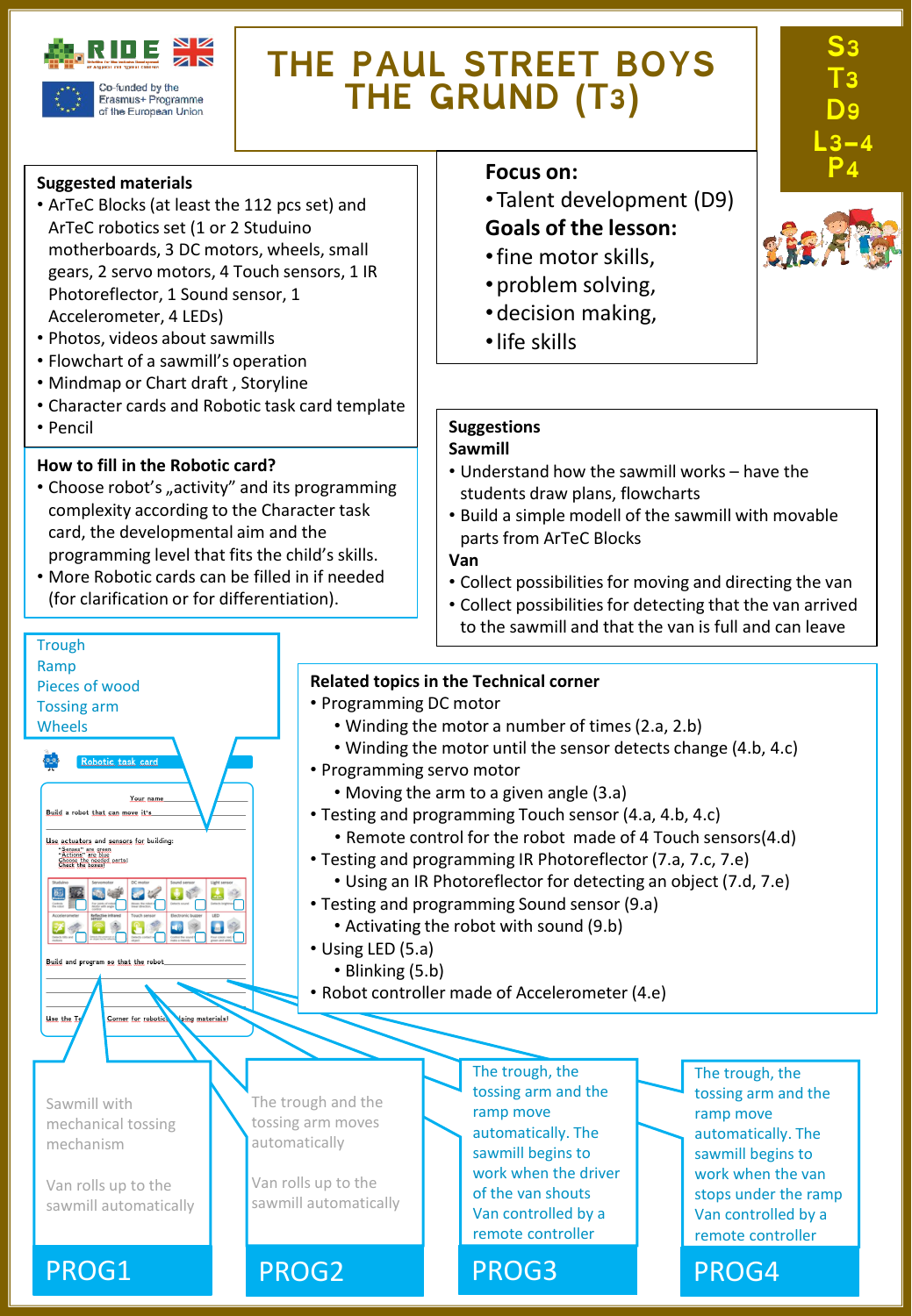# THE PAUL STREET BOYS THE GRUND (T3)

S3
T3
D9
L3–4
P4

Co-funded by the Erasmus+ Programme of the European Union

**Suggested materials**

- ArTeC Blocks (at least the 112 pcs set) and ArTeC robotics set (1 or 2 Studuino motherboards, 3 DC motors, wheels, small gears, 2 servo motors, 4 Touch sensors, 1 IR Photoreflector, 1 Sound sensor, 1 Accelerometer, 4 LEDs)
- Photos, videos about sawmills
- Flowchart of a sawmill's operation
- Mindmap or Chart draft , Storyline
- Character cards and Robotic task card template
- Pencil

**Focus on:**

- Talent development (D9)

**Goals of the lesson:**

- fine motor skills,
- problem solving,
- decision making,
- life skills

**How to fill in the Robotic card?**

- Choose robot's „activity" and its programming complexity according to the Character task card, the developmental aim and the programming level that fits the child's skills.
- More Robotic cards can be filled in if needed (for clarification or for differentiation).

**Suggestions**

**Sawmill**

- Understand how the sawmill works – have the students draw plans, flowcharts
- Build a simple modell of the sawmill with movable parts from ArTeC Blocks

**Van**

- Collect possibilities for moving and directing the van
- Collect possibilities for detecting that the van arrived to the sawmill and that the van is full and can leave

Trough
Ramp
Pieces of wood
Tossing arm
Wheels

**Related topics in the Technical corner**

- Programming DC motor
  - Winding the motor a number of times (2.a, 2.b)
  - Winding the motor until the sensor detects change (4.b, 4.c)
- Programming servo motor
  - Moving the arm to a given angle (3.a)
- Testing and programming Touch sensor (4.a, 4.b, 4.c)
  - Remote control for the robot made of 4 Touch sensors(4.d)
- Testing and programming IR Photoreflector (7.a, 7.c, 7.e)
  - Using an IR Photoreflector for detecting an object (7.d, 7.e)
- Testing and programming Sound sensor (9.a)
  - Activating the robot with sound (9.b)
- Using LED (5.a)
  - Blinking (5.b)
- Robot controller made of Accelerometer (4.e)

Robotic task card

Your name
Build a robot that can move it's
Use actuators and sensors for building:
Build and program so that the robot
Use the Technical Corner for robotics / helping materials!

**PROG1**
Sawmill with mechanical tossing mechanism

Van rolls up to the sawmill automatically

**PROG2**
The trough and the tossing arm moves automatically

Van rolls up to the sawmill automatically

**PROG3**
The trough, the tossing arm and the ramp move automatically. The sawmill begins to work when the driver of the van shouts
Van controlled by a remote controller

**PROG4**
The trough, the tossing arm and the ramp move automatically. The sawmill begins to work when the van stops under the ramp
Van controlled by a remote controller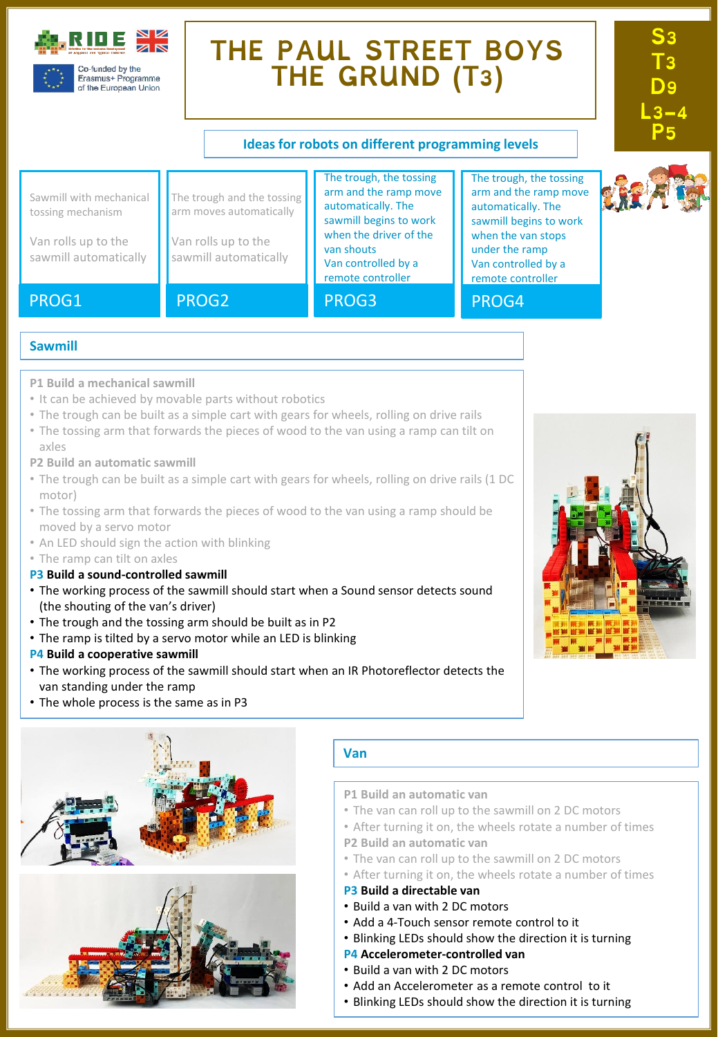Co-funded by the Erasmus+ Programme of the European Union

# THE PAUL STREET BOYS THE GRUND (T3)

S3 T3 D9 L3–4 P5

## Ideas for robots on different programming levels

| PROG1 | PROG2 | PROG3 | PROG4 |
|---|---|---|---|
| Sawmill with mechanical tossing mechanism<br><br>Van rolls up to the sawmill automatically | The trough and the tossing arm moves automatically<br><br>Van rolls up to the sawmill automatically | The trough, the tossing arm and the ramp move automatically. The sawmill begins to work when the driver of the van shouts<br>Van controlled by a remote controller | The trough, the tossing arm and the ramp move automatically. The sawmill begins to work when the van stops under the ramp<br>Van controlled by a remote controller |

## Sawmill

**P1 Build a mechanical sawmill**
- It can be achieved by movable parts without robotics
- The trough can be built as a simple cart with gears for wheels, rolling on drive rails
- The tossing arm that forwards the pieces of wood to the van using a ramp can tilt on axles

**P2 Build an automatic sawmill**
- The trough can be built as a simple cart with gears for wheels, rolling on drive rails (1 DC motor)
- The tossing arm that forwards the pieces of wood to the van using a ramp should be moved by a servo motor
- An LED should sign the action with blinking
- The ramp can tilt on axles

**P3 Build a sound-controlled sawmill**
- The working process of the sawmill should start when a Sound sensor detects sound (the shouting of the van's driver)
- The trough and the tossing arm should be built as in P2
- The ramp is tilted by a servo motor while an LED is blinking

**P4 Build a cooperative sawmill**
- The working process of the sawmill should start when an IR Photoreflector detects the van standing under the ramp
- The whole process is the same as in P3

## Van

**P1 Build an automatic van**
- The van can roll up to the sawmill on 2 DC motors
- After turning it on, the wheels rotate a number of times

**P2 Build an automatic van**
- The van can roll up to the sawmill on 2 DC motors
- After turning it on, the wheels rotate a number of times

**P3 Build a directable van**
- Build a van with 2 DC motors
- Add a 4-Touch sensor remote control to it
- Blinking LEDs should show the direction it is turning

**P4 Accelerometer-controlled van**
- Build a van with 2 DC motors
- Add an Accelerometer as a remote control to it
- Blinking LEDs should show the direction it is turning